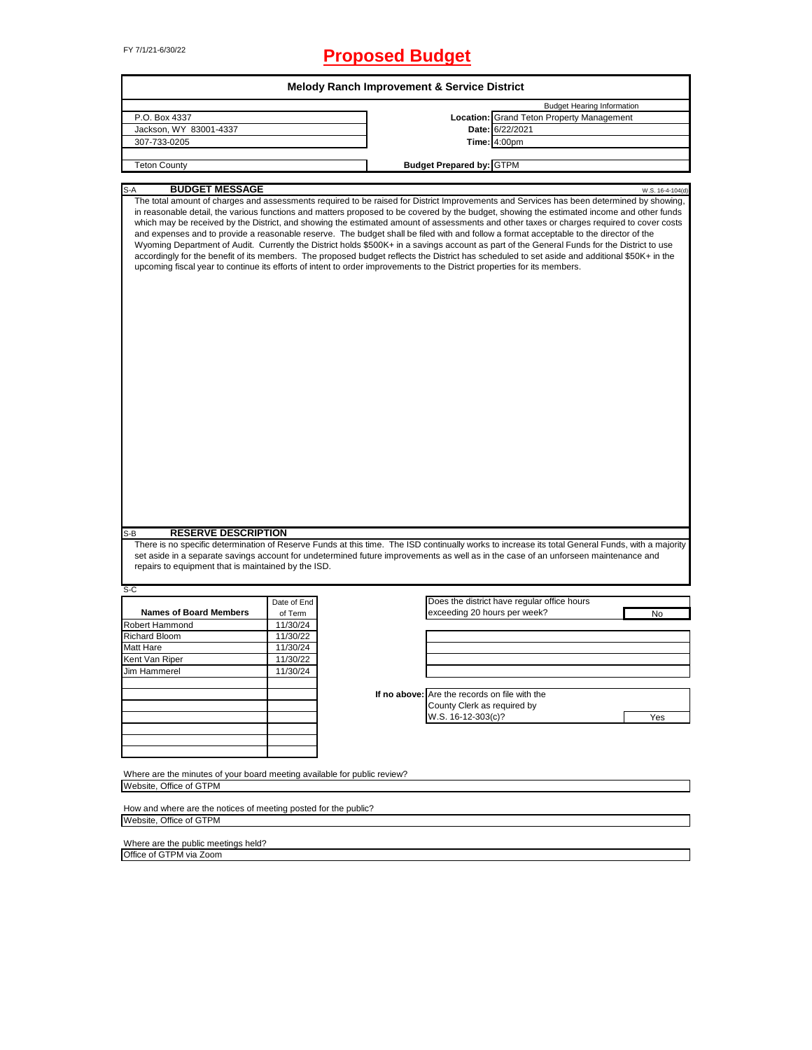FY 7/1/21-6/30/22

# Proposed Budget

## Melody Ranch Improvement & Service District

| | | |
|---|---|---|
| P.O. Box 4337 | | Budget Hearing Information |
| Jackson, WY 83001-4337 | **Location:** | Grand Teton Property Management |
| 307-733-0205 | **Date:** | 6/22/2021 |
| | **Time:** | 4:00pm |
| Teton County | **Budget Prepared by:** | GTPM |

### S-A BUDGET MESSAGE

W.S. 16-4-104(d)

The total amount of charges and assessments required to be raised for District Improvements and Services has been determined by showing, in reasonable detail, the various functions and matters proposed to be covered by the budget, showing the estimated income and other funds which may be received by the District, and showing the estimated amount of assessments and other taxes or charges required to cover costs and expenses and to provide a reasonable reserve. The budget shall be filed with and follow a format acceptable to the director of the Wyoming Department of Audit. Currently the District holds $500K+ in a savings account as part of the General Funds for the District to use accordingly for the benefit of its members. The proposed budget reflects the District has scheduled to set aside and additional $50K+ in the upcoming fiscal year to continue its efforts of intent to order improvements to the District properties for its members.

### S-B RESERVE DESCRIPTION

There is no specific determination of Reserve Funds at this time. The ISD continually works to increase its total General Funds, with a majority set aside in a separate savings account for undetermined future improvements as well as in the case of an unforseen maintenance and repairs to equipment that is maintained by the ISD.

### S-C

| Names of Board Members | Date of End of Term |
|---|---|
| Robert Hammond | 11/30/24 |
| Richard Bloom | 11/30/22 |
| Matt Hare | 11/30/24 |
| Kent Van Riper | 11/30/22 |
| Jim Hammerel | 11/30/24 |

Does the district have regular office hours exceeding 20 hours per week? **No**

**If no above:** Are the records on file with the County Clerk as required by W.S. 16-12-303(c)? **Yes**

Where are the minutes of your board meeting available for public review?

Website, Office of GTPM

How and where are the notices of meeting posted for the public?

Website, Office of GTPM

Where are the public meetings held?

Office of GTPM via Zoom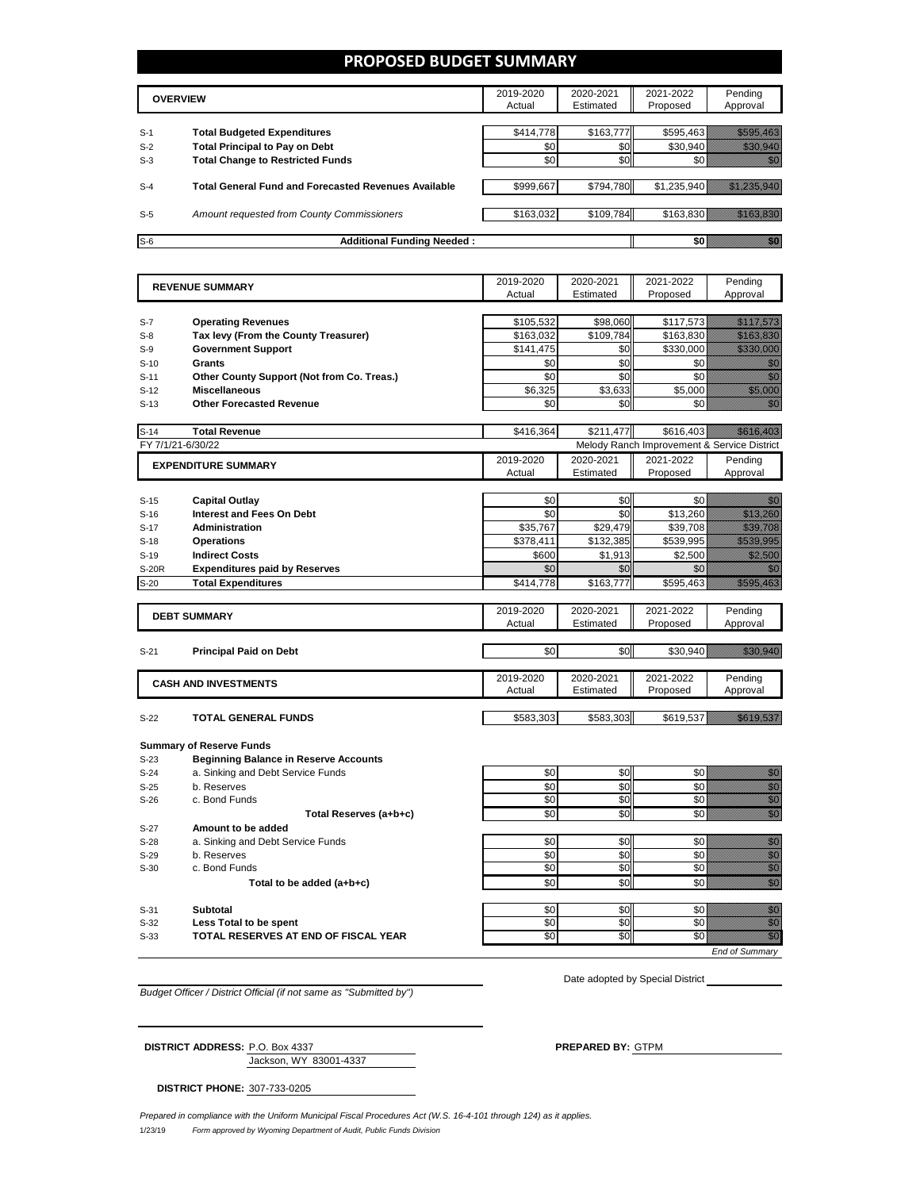# PROPOSED BUDGET SUMMARY

| | OVERVIEW | 2019-2020 Actual | 2020-2021 Estimated | 2021-2022 Proposed | Pending Approval |
|---|---|---|---|---|---|
| S-1 | **Total Budgeted Expenditures** | $414,778 | $163,777 | $595,463 | $595,463 |
| S-2 | **Total Principal to Pay on Debt** | $0 | $0 | $30,940 | $30,940 |
| S-3 | **Total Change to Restricted Funds** | $0 | $0 | $0 | $0 |
| S-4 | **Total General Fund and Forecasted Revenues Available** | $999,667 | $794,780 | $1,235,940 | $1,235,940 |
| S-5 | *Amount requested from County Commissioners* | $163,032 | $109,784 | $163,830 | $163,830 |
| S-6 | **Additional Funding Needed :** | | | $0 | $0 |

| | REVENUE SUMMARY | 2019-2020 Actual | 2020-2021 Estimated | 2021-2022 Proposed | Pending Approval |
|---|---|---|---|---|---|
| S-7 | **Operating Revenues** | $105,532 | $98,060 | $117,573 | $117,573 |
| S-8 | **Tax levy (From the County Treasurer)** | $163,032 | $109,784 | $163,830 | $163,830 |
| S-9 | **Government Support** | $141,475 | $0 | $330,000 | $330,000 |
| S-10 | **Grants** | $0 | $0 | $0 | $0 |
| S-11 | **Other County Support (Not from Co. Treas.)** | $0 | $0 | $0 | $0 |
| S-12 | **Miscellaneous** | $6,325 | $3,633 | $5,000 | $5,000 |
| S-13 | **Other Forecasted Revenue** | $0 | $0 | $0 | $0 |
| S-14 | **Total Revenue** | $416,364 | $211,477 | $616,403 | $616,403 |

FY 7/1/21-6/30/22 — Melody Ranch Improvement & Service District

| | EXPENDITURE SUMMARY | 2019-2020 Actual | 2020-2021 Estimated | 2021-2022 Proposed | Pending Approval |
|---|---|---|---|---|---|
| S-15 | **Capital Outlay** | $0 | $0 | $0 | $0 |
| S-16 | **Interest and Fees On Debt** | $0 | $0 | $13,260 | $13,260 |
| S-17 | **Administration** | $35,767 | $29,479 | $39,708 | $39,708 |
| S-18 | **Operations** | $378,411 | $132,385 | $539,995 | $539,995 |
| S-19 | **Indirect Costs** | $600 | $1,913 | $2,500 | $2,500 |
| S-20R | **Expenditures paid by Reserves** | $0 | $0 | $0 | $0 |
| S-20 | **Total Expenditures** | $414,778 | $163,777 | $595,463 | $595,463 |

| | DEBT SUMMARY | 2019-2020 Actual | 2020-2021 Estimated | 2021-2022 Proposed | Pending Approval |
|---|---|---|---|---|---|
| S-21 | **Principal Paid on Debt** | $0 | $0 | $30,940 | $30,940 |

| | CASH AND INVESTMENTS | 2019-2020 Actual | 2020-2021 Estimated | 2021-2022 Proposed | Pending Approval |
|---|---|---|---|---|---|
| S-22 | **TOTAL GENERAL FUNDS** | $583,303 | $583,303 | $619,537 | $619,537 |

**Summary of Reserve Funds**

| | | 2019-2020 Actual | 2020-2021 Estimated | 2021-2022 Proposed | Pending Approval |
|---|---|---|---|---|---|
| S-23 | **Beginning Balance in Reserve Accounts** | | | | |
| S-24 | a. Sinking and Debt Service Funds | $0 | $0 | $0 | $0 |
| S-25 | b. Reserves | $0 | $0 | $0 | $0 |
| S-26 | c. Bond Funds | $0 | $0 | $0 | $0 |
| | **Total Reserves (a+b+c)** | $0 | $0 | $0 | $0 |
| S-27 | **Amount to be added** | | | | |
| S-28 | a. Sinking and Debt Service Funds | $0 | $0 | $0 | $0 |
| S-29 | b. Reserves | $0 | $0 | $0 | $0 |
| S-30 | c. Bond Funds | $0 | $0 | $0 | $0 |
| | **Total to be added (a+b+c)** | $0 | $0 | $0 | $0 |
| S-31 | **Subtotal** | $0 | $0 | $0 | $0 |
| S-32 | **Less Total to be spent** | $0 | $0 | $0 | $0 |
| S-33 | **TOTAL RESERVES AT END OF FISCAL YEAR** | $0 | $0 | $0 | $0 |

*End of Summary*

*Budget Officer / District Official (if not same as "Submitted by")*

Date adopted by Special District

**DISTRICT ADDRESS:** P.O. Box 4337
Jackson, WY 83001-4337

**PREPARED BY:** GTPM

**DISTRICT PHONE:** 307-733-0205

*Prepared in compliance with the Uniform Municipal Fiscal Procedures Act (W.S. 16-4-101 through 124) as it applies.*

1/23/19 *Form approved by Wyoming Department of Audit, Public Funds Division*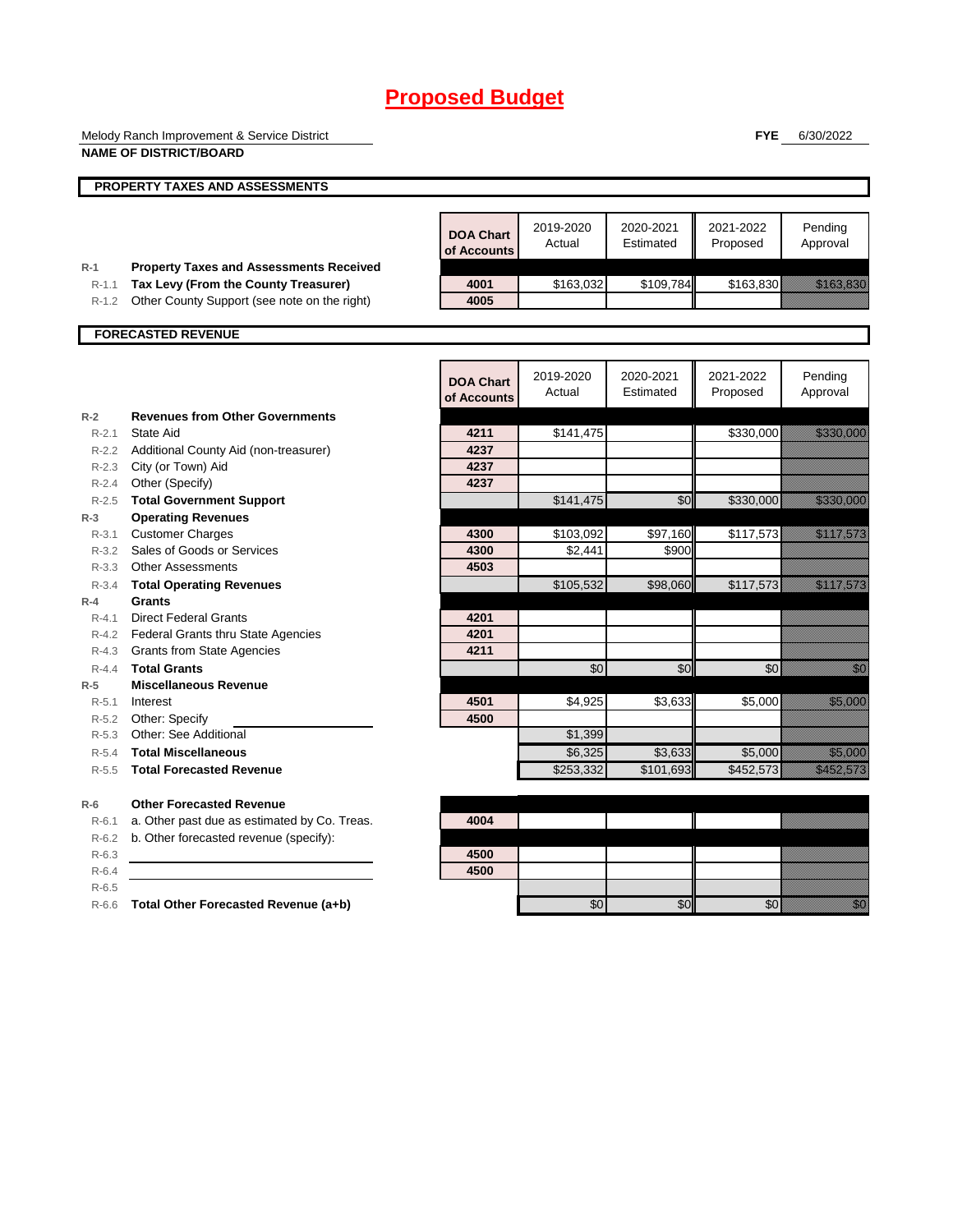# Proposed Budget

Melody Ranch Improvement & Service District

**NAME OF DISTRICT/BOARD**

**FYE** 6/30/2022

## PROPERTY TAXES AND ASSESSMENTS

| | | DOA Chart of Accounts | 2019-2020 Actual | 2020-2021 Estimated | 2021-2022 Proposed | Pending Approval |
|---|---|---|---|---|---|---|
| **R-1** | **Property Taxes and Assessments Received** | | | | | |
| R-1.1 | **Tax Levy (From the County Treasurer)** | 4001 | $163,032 | $109,784 | $163,830 | $163,830 |
| R-1.2 | Other County Support (see note on the right) | 4005 | | | | |

## FORECASTED REVENUE

| | | DOA Chart of Accounts | 2019-2020 Actual | 2020-2021 Estimated | 2021-2022 Proposed | Pending Approval |
|---|---|---|---|---|---|---|
| **R-2** | **Revenues from Other Governments** | | | | | |
| R-2.1 | State Aid | 4211 | $141,475 | | $330,000 | $330,000 |
| R-2.2 | Additional County Aid (non-treasurer) | 4237 | | | | |
| R-2.3 | City (or Town) Aid | 4237 | | | | |
| R-2.4 | Other (Specify) | 4237 | | | | |
| R-2.5 | **Total Government Support** | | $141,475 | $0 | $330,000 | $330,000 |
| **R-3** | **Operating Revenues** | | | | | |
| R-3.1 | Customer Charges | 4300 | $103,092 | $97,160 | $117,573 | $117,573 |
| R-3.2 | Sales of Goods or Services | 4300 | $2,441 | $900 | | |
| R-3.3 | Other Assessments | 4503 | | | | |
| R-3.4 | **Total Operating Revenues** | | $105,532 | $98,060 | $117,573 | $117,573 |
| **R-4** | **Grants** | | | | | |
| R-4.1 | Direct Federal Grants | 4201 | | | | |
| R-4.2 | Federal Grants thru State Agencies | 4201 | | | | |
| R-4.3 | Grants from State Agencies | 4211 | | | | |
| R-4.4 | **Total Grants** | | $0 | $0 | $0 | $0 |
| **R-5** | **Miscellaneous Revenue** | | | | | |
| R-5.1 | Interest | 4501 | $4,925 | $3,633 | $5,000 | $5,000 |
| R-5.2 | Other: Specify | 4500 | | | | |
| R-5.3 | Other: See Additional | | $1,399 | | | |
| R-5.4 | **Total Miscellaneous** | | $6,325 | $3,633 | $5,000 | $5,000 |
| R-5.5 | **Total Forecasted Revenue** | | $253,332 | $101,693 | $452,573 | $452,573 |
| **R-6** | **Other Forecasted Revenue** | | | | | |
| R-6.1 | a. Other past due as estimated by Co. Treas. | 4004 | | | | |
| R-6.2 | b. Other forecasted revenue (specify): | | | | | |
| R-6.3 | | 4500 | | | | |
| R-6.4 | | 4500 | | | | |
| R-6.5 | | | | | | |
| R-6.6 | **Total Other Forecasted Revenue (a+b)** | | $0 | $0 | $0 | $0 |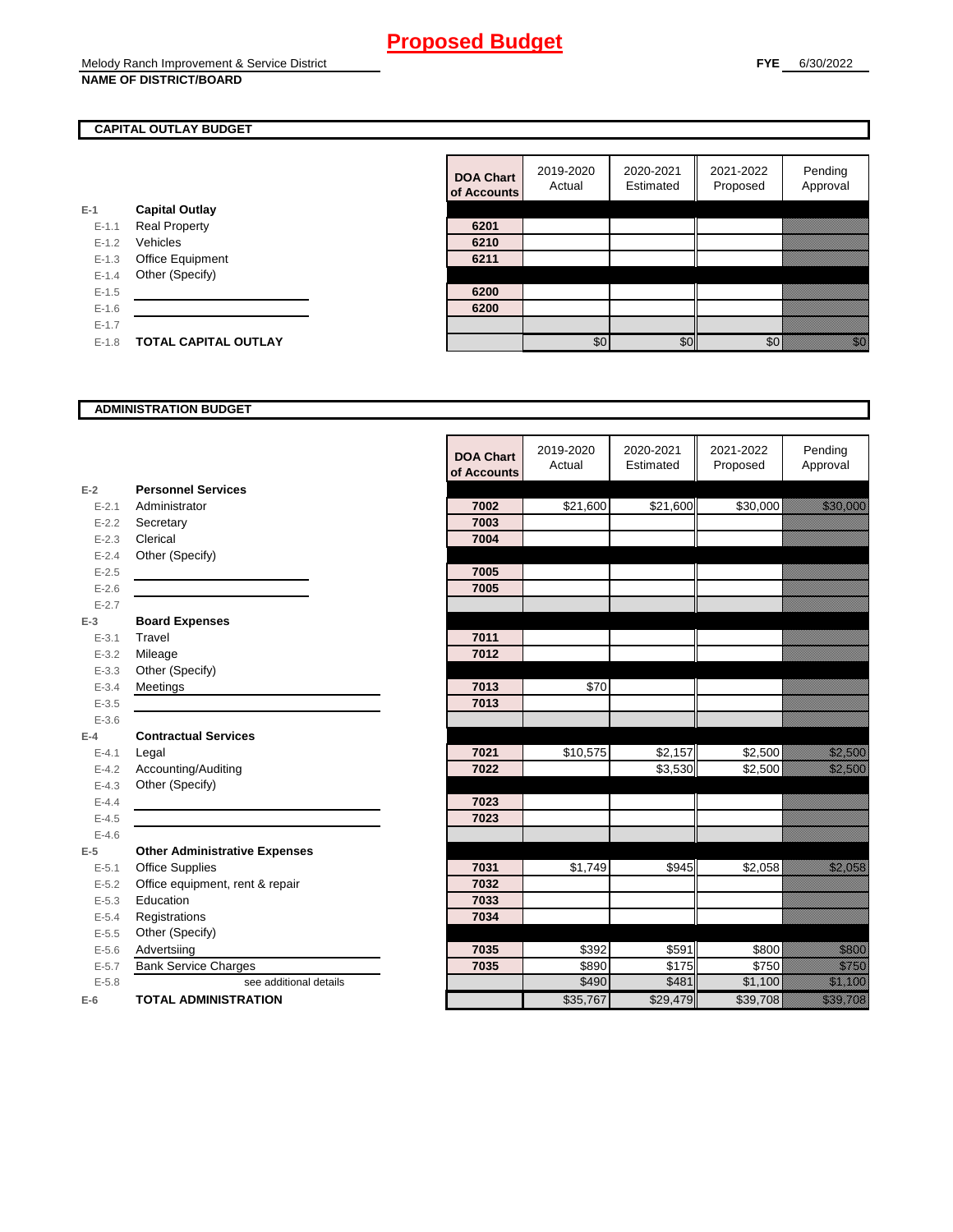# Proposed Budget

Melody Ranch Improvement & Service District
**NAME OF DISTRICT/BOARD**

**FYE** 6/30/2022

## CAPITAL OUTLAY BUDGET

| | | DOA Chart of Accounts | 2019-2020 Actual | 2020-2021 Estimated | 2021-2022 Proposed | Pending Approval |
|---|---|---|---|---|---|---|
| E-1 | **Capital Outlay** | | | | | |
| E-1.1 | Real Property | 6201 | | | | |
| E-1.2 | Vehicles | 6210 | | | | |
| E-1.3 | Office Equipment | 6211 | | | | |
| E-1.4 | Other (Specify) | | | | | |
| E-1.5 | | 6200 | | | | |
| E-1.6 | | 6200 | | | | |
| E-1.7 | | | | | | |
| E-1.8 | **TOTAL CAPITAL OUTLAY** | | $0 | $0 | $0 | $0 |

## ADMINISTRATION BUDGET

| | | DOA Chart of Accounts | 2019-2020 Actual | 2020-2021 Estimated | 2021-2022 Proposed | Pending Approval |
|---|---|---|---|---|---|---|
| E-2 | **Personnel Services** | | | | | |
| E-2.1 | Administrator | 7002 | $21,600 | $21,600 | $30,000 | $30,000 |
| E-2.2 | Secretary | 7003 | | | | |
| E-2.3 | Clerical | 7004 | | | | |
| E-2.4 | Other (Specify) | | | | | |
| E-2.5 | | 7005 | | | | |
| E-2.6 | | 7005 | | | | |
| E-2.7 | | | | | | |
| E-3 | **Board Expenses** | | | | | |
| E-3.1 | Travel | 7011 | | | | |
| E-3.2 | Mileage | 7012 | | | | |
| E-3.3 | Other (Specify) | | | | | |
| E-3.4 | Meetings | 7013 | $70 | | | |
| E-3.5 | | 7013 | | | | |
| E-3.6 | | | | | | |
| E-4 | **Contractual Services** | | | | | |
| E-4.1 | Legal | 7021 | $10,575 | $2,157 | $2,500 | $2,500 |
| E-4.2 | Accounting/Auditing | 7022 | | $3,530 | $2,500 | $2,500 |
| E-4.3 | Other (Specify) | | | | | |
| E-4.4 | | 7023 | | | | |
| E-4.5 | | 7023 | | | | |
| E-4.6 | | | | | | |
| E-5 | **Other Administrative Expenses** | | | | | |
| E-5.1 | Office Supplies | 7031 | $1,749 | $945 | $2,058 | $2,058 |
| E-5.2 | Office equipment, rent & repair | 7032 | | | | |
| E-5.3 | Education | 7033 | | | | |
| E-5.4 | Registrations | 7034 | | | | |
| E-5.5 | Other (Specify) | | | | | |
| E-5.6 | Advertsiing | 7035 | $392 | $591 | $800 | $800 |
| E-5.7 | Bank Service Charges | 7035 | $890 | $175 | $750 | $750 |
| E-5.8 | see additional details | | $490 | $481 | $1,100 | $1,100 |
| E-6 | **TOTAL ADMINISTRATION** | | $35,767 | $29,479 | $39,708 | $39,708 |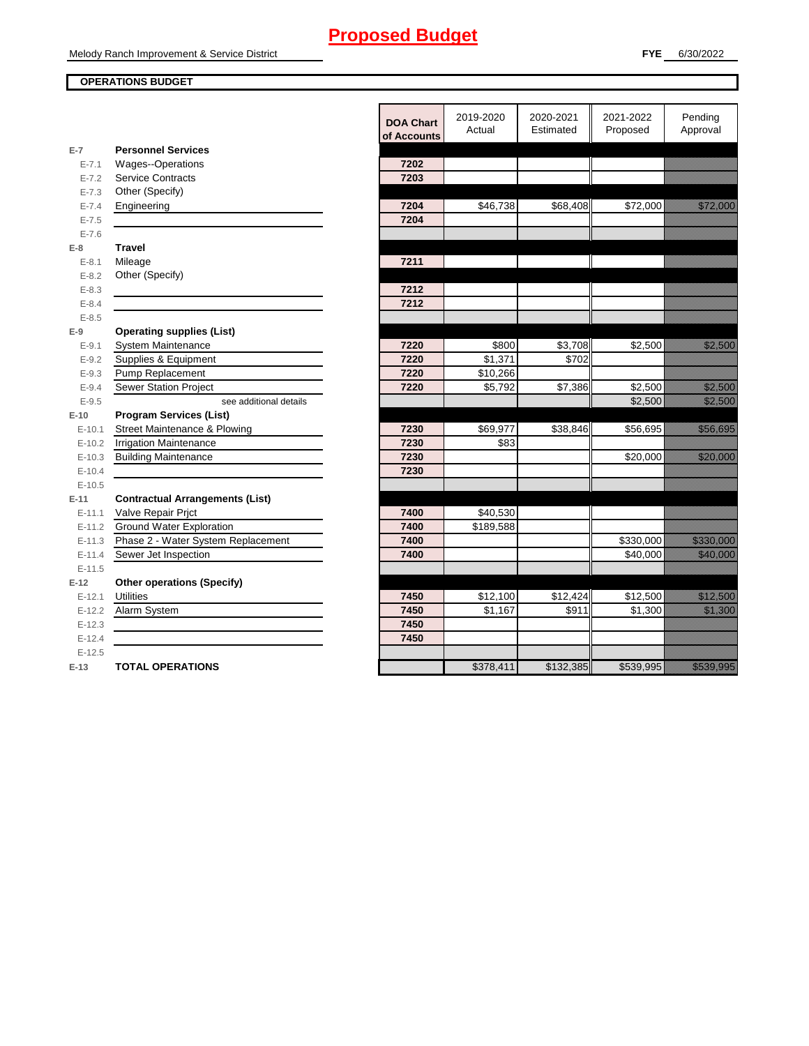# Proposed Budget

Melody Ranch Improvement & Service District

**FYE** 6/30/2022

**OPERATIONS BUDGET**

| | | DOA Chart of Accounts | 2019-2020 Actual | 2020-2021 Estimated | 2021-2022 Proposed | Pending Approval |
|---|---|---|---|---|---|---|
| **E-7** | **Personnel Services** | | | | | |
| E-7.1 | Wages--Operations | 7202 | | | | |
| E-7.2 | Service Contracts | 7203 | | | | |
| E-7.3 | Other (Specify) | | | | | |
| E-7.4 | Engineering | 7204 | $46,738 | $68,408 | $72,000 | $72,000 |
| E-7.5 | | 7204 | | | | |
| E-7.6 | | | | | | |
| **E-8** | **Travel** | | | | | |
| E-8.1 | Mileage | 7211 | | | | |
| E-8.2 | Other (Specify) | | | | | |
| E-8.3 | | 7212 | | | | |
| E-8.4 | | 7212 | | | | |
| E-8.5 | | | | | | |
| **E-9** | **Operating supplies (List)** | | | | | |
| E-9.1 | System Maintenance | 7220 | $800 | $3,708 | $2,500 | $2,500 |
| E-9.2 | Supplies & Equipment | 7220 | $1,371 | $702 | | |
| E-9.3 | Pump Replacement | 7220 | $10,266 | | | |
| E-9.4 | Sewer Station Project | 7220 | $5,792 | $7,386 | $2,500 | $2,500 |
| E-9.5 | see additional details | | | | $2,500 | $2,500 |
| **E-10** | **Program Services (List)** | | | | | |
| E-10.1 | Street Maintenance & Plowing | 7230 | $69,977 | $38,846 | $56,695 | $56,695 |
| E-10.2 | Irrigation Maintenance | 7230 | $83 | | | |
| E-10.3 | Building Maintenance | 7230 | | | $20,000 | $20,000 |
| E-10.4 | | 7230 | | | | |
| E-10.5 | | | | | | |
| **E-11** | **Contractual Arrangements (List)** | | | | | |
| E-11.1 | Valve Repair Prjct | 7400 | $40,530 | | | |
| E-11.2 | Ground Water Exploration | 7400 | $189,588 | | | |
| E-11.3 | Phase 2 - Water System Replacement | 7400 | | | $330,000 | $330,000 |
| E-11.4 | Sewer Jet Inspection | 7400 | | | $40,000 | $40,000 |
| E-11.5 | | | | | | |
| **E-12** | **Other operations (Specify)** | | | | | |
| E-12.1 | Utilities | 7450 | $12,100 | $12,424 | $12,500 | $12,500 |
| E-12.2 | Alarm System | 7450 | $1,167 | $911 | $1,300 | $1,300 |
| E-12.3 | | 7450 | | | | |
| E-12.4 | | 7450 | | | | |
| E-12.5 | | | | | | |
| **E-13** | **TOTAL OPERATIONS** | | $378,411 | $132,385 | $539,995 | $539,995 |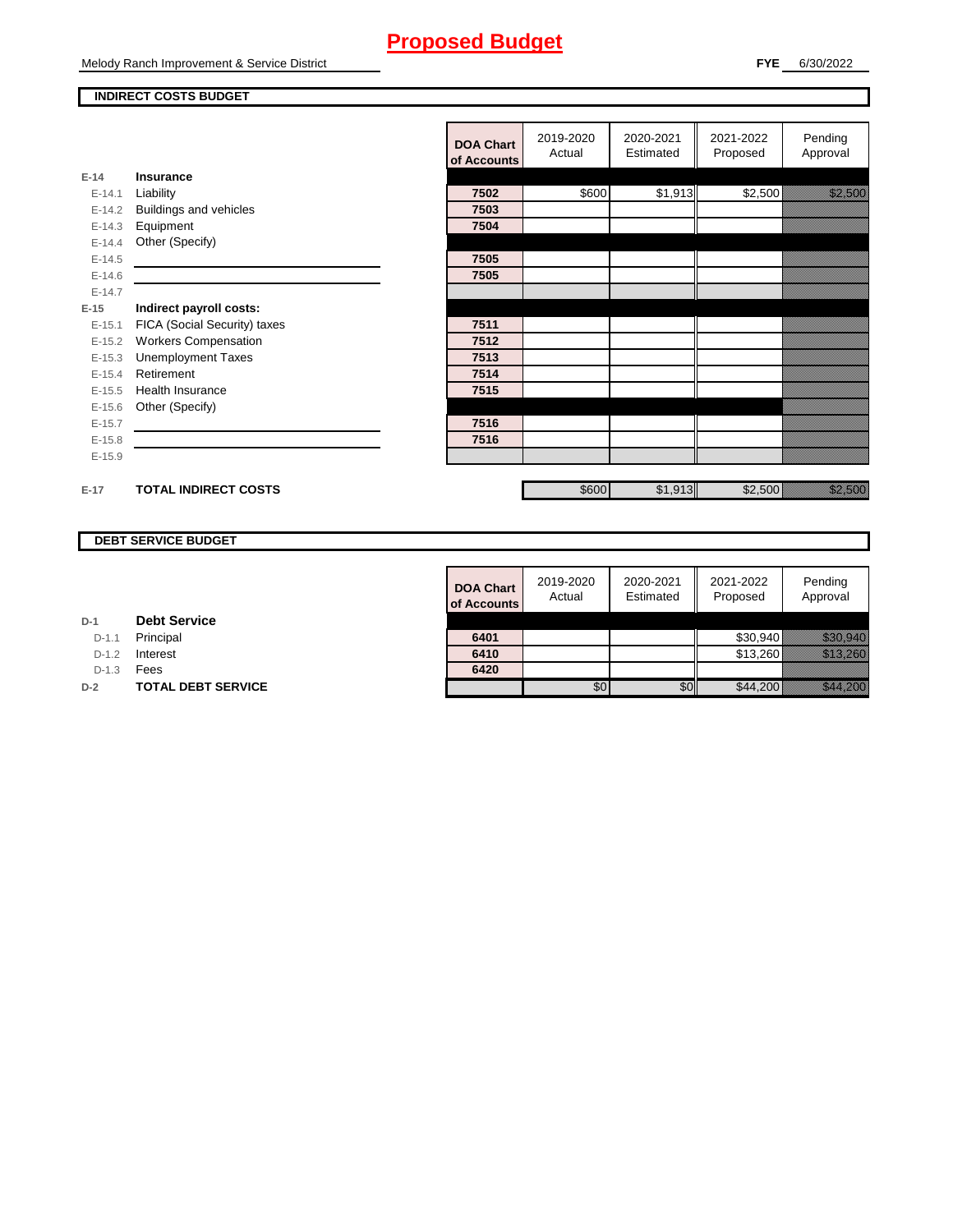# Proposed Budget

Melody Ranch Improvement & Service District

**FYE** 6/30/2022

**INDIRECT COSTS BUDGET**

| | | DOA Chart of Accounts | 2019-2020 Actual | 2020-2021 Estimated | 2021-2022 Proposed | Pending Approval |
|---|---|---|---|---|---|---|
| E-14 | **Insurance** | | | | | |
| E-14.1 | Liability | 7502 | $600 | $1,913 | $2,500 | $2,500 |
| E-14.2 | Buildings and vehicles | 7503 | | | | |
| E-14.3 | Equipment | 7504 | | | | |
| E-14.4 | Other (Specify) | | | | | |
| E-14.5 | | 7505 | | | | |
| E-14.6 | | 7505 | | | | |
| E-14.7 | | | | | | |
| E-15 | **Indirect payroll costs:** | | | | | |
| E-15.1 | FICA (Social Security) taxes | 7511 | | | | |
| E-15.2 | Workers Compensation | 7512 | | | | |
| E-15.3 | Unemployment Taxes | 7513 | | | | |
| E-15.4 | Retirement | 7514 | | | | |
| E-15.5 | Health Insurance | 7515 | | | | |
| E-15.6 | Other (Specify) | | | | | |
| E-15.7 | | 7516 | | | | |
| E-15.8 | | 7516 | | | | |
| E-15.9 | | | | | | |
| E-17 | **TOTAL INDIRECT COSTS** | | $600 | $1,913 | $2,500 | $2,500 |

**DEBT SERVICE BUDGET**

| | | DOA Chart of Accounts | 2019-2020 Actual | 2020-2021 Estimated | 2021-2022 Proposed | Pending Approval |
|---|---|---|---|---|---|---|
| D-1 | **Debt Service** | | | | | |
| D-1.1 | Principal | 6401 | | | $30,940 | $30,940 |
| D-1.2 | Interest | 6410 | | | $13,260 | $13,260 |
| D-1.3 | Fees | 6420 | | | | |
| D-2 | **TOTAL DEBT SERVICE** | | $0 | $0 | $44,200 | $44,200 |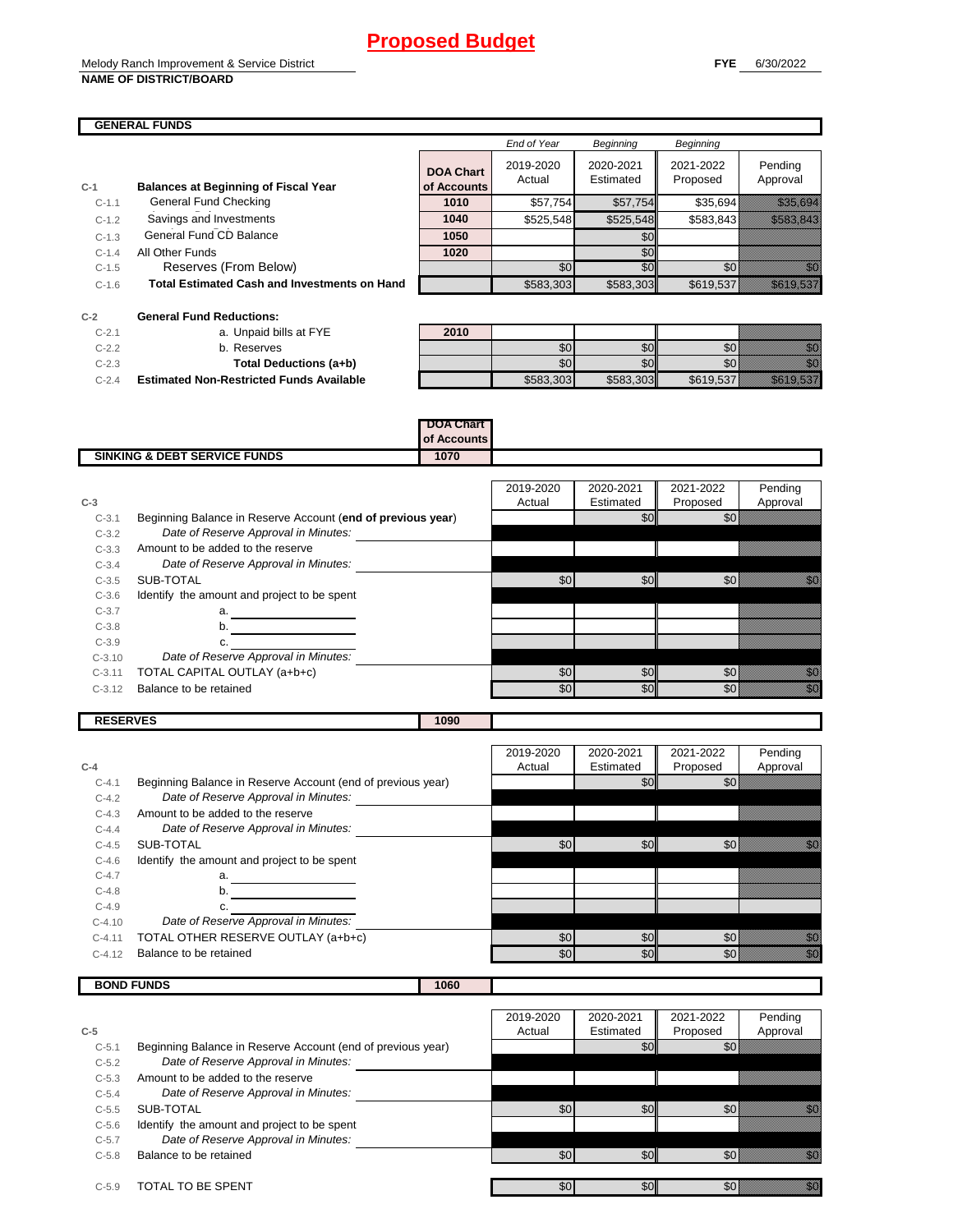# Proposed Budget

Melody Ranch Improvement & Service District
**NAME OF DISTRICT/BOARD**

**FYE** 6/30/2022

## GENERAL FUNDS

| | | DOA Chart of Accounts | End of Year 2019-2020 Actual | Beginning 2020-2021 Estimated | Beginning 2021-2022 Proposed | Pending Approval |
|---|---|---|---|---|---|---|
| **C-1** | **Balances at Beginning of Fiscal Year** | | | | | |
| C-1.1 | General Fund Checking | 1010 | $57,754 | $57,754 | $35,694 | $35,694 |
| C-1.2 | Savings and Investments | 1040 | $525,548 | $525,548 | $583,843 | $583,843 |
| C-1.3 | General Fund CD Balance | 1050 | | $0 | | |
| C-1.4 | All Other Funds | 1020 | | $0 | | |
| C-1.5 | Reserves (From Below) | | $0 | $0 | $0 | $0 |
| C-1.6 | **Total Estimated Cash and Investments on Hand** | | $583,303 | $583,303 | $619,537 | $619,537 |
| **C-2** | **General Fund Reductions:** | | | | | |
| C-2.1 | a. Unpaid bills at FYE | 2010 | | | | |
| C-2.2 | b. Reserves | | $0 | $0 | $0 | $0 |
| C-2.3 | **Total Deductions (a+b)** | | $0 | $0 | $0 | $0 |
| C-2.4 | **Estimated Non-Restricted Funds Available** | | $583,303 | $583,303 | $619,537 | $619,537 |

## SINKING & DEBT SERVICE FUNDS (DOA Chart of Accounts 1070)

| **C-3** | | 2019-2020 Actual | 2020-2021 Estimated | 2021-2022 Proposed | Pending Approval |
|---|---|---|---|---|---|
| C-3.1 | Beginning Balance in Reserve Account (**end of previous year**) | | $0 | $0 | |
| C-3.2 | *Date of Reserve Approval in Minutes:* | | | | |
| C-3.3 | Amount to be added to the reserve | | | | |
| C-3.4 | *Date of Reserve Approval in Minutes:* | | | | |
| C-3.5 | SUB-TOTAL | $0 | $0 | $0 | $0 |
| C-3.6 | Identify the amount and project to be spent | | | | |
| C-3.7 | a. | | | | |
| C-3.8 | b. | | | | |
| C-3.9 | c. | | | | |
| C-3.10 | *Date of Reserve Approval in Minutes:* | | | | |
| C-3.11 | TOTAL CAPITAL OUTLAY (a+b+c) | $0 | $0 | $0 | $0 |
| C-3.12 | Balance to be retained | $0 | $0 | $0 | $0 |

## RESERVES (1090)

| **C-4** | | 2019-2020 Actual | 2020-2021 Estimated | 2021-2022 Proposed | Pending Approval |
|---|---|---|---|---|---|
| C-4.1 | Beginning Balance in Reserve Account (end of previous year) | | $0 | $0 | |
| C-4.2 | *Date of Reserve Approval in Minutes:* | | | | |
| C-4.3 | Amount to be added to the reserve | | | | |
| C-4.4 | *Date of Reserve Approval in Minutes:* | | | | |
| C-4.5 | SUB-TOTAL | $0 | $0 | $0 | $0 |
| C-4.6 | Identify the amount and project to be spent | | | | |
| C-4.7 | a. | | | | |
| C-4.8 | b. | | | | |
| C-4.9 | c. | | | | |
| C-4.10 | *Date of Reserve Approval in Minutes:* | | | | |
| C-4.11 | TOTAL OTHER RESERVE OUTLAY (a+b+c) | $0 | $0 | $0 | $0 |
| C-4.12 | Balance to be retained | $0 | $0 | $0 | $0 |

## BOND FUNDS (1060)

| **C-5** | | 2019-2020 Actual | 2020-2021 Estimated | 2021-2022 Proposed | Pending Approval |
|---|---|---|---|---|---|
| C-5.1 | Beginning Balance in Reserve Account (end of previous year) | | $0 | $0 | |
| C-5.2 | *Date of Reserve Approval in Minutes:* | | | | |
| C-5.3 | Amount to be added to the reserve | | | | |
| C-5.4 | *Date of Reserve Approval in Minutes:* | | | | |
| C-5.5 | SUB-TOTAL | $0 | $0 | $0 | $0 |
| C-5.6 | Identify the amount and project to be spent | | | | |
| C-5.7 | *Date of Reserve Approval in Minutes:* | | | | |
| C-5.8 | Balance to be retained | $0 | $0 | $0 | $0 |
| C-5.9 | TOTAL TO BE SPENT | $0 | $0 | $0 | $0 |